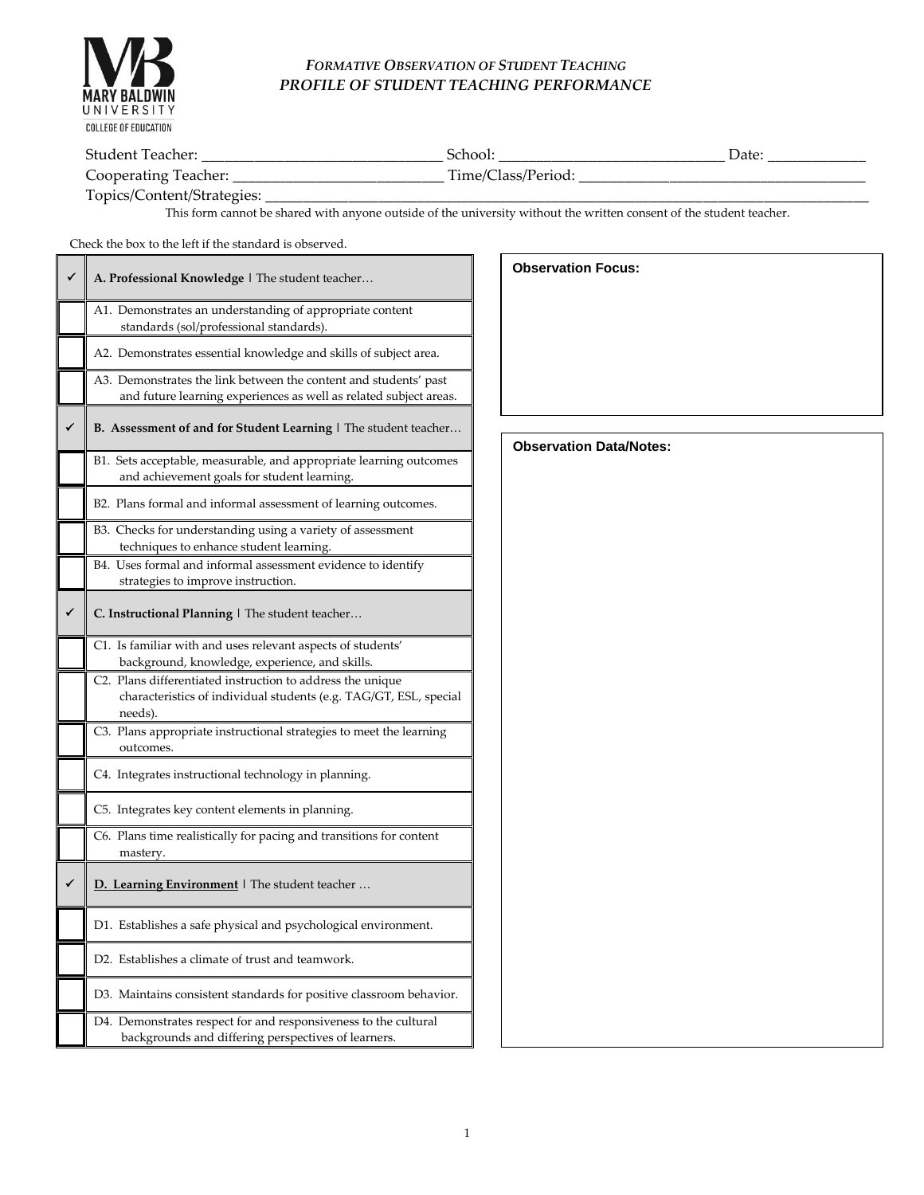MARY BALDWIN UNIVERSITY
COLLEGE OF EDUCATION

# *FORMATIVE OBSERVATION OF STUDENT TEACHING*
## *PROFILE OF STUDENT TEACHING PERFORMANCE*

Student Teacher: _______________________________ School: _____________________________ Date: _____________
Cooperating Teacher: ____________________________ Time/Class/Period: ______________________________________
Topics/Content/Strategies: ________________________________________________________________________________

This form cannot be shared with anyone outside of the university without the written consent of the student teacher.

Check the box to the left if the standard is observed.

| ✓ | **A. Professional Knowledge** \| The student teacher… |
|---|---|
| ☐ | A1. Demonstrates an understanding of appropriate content standards (sol/professional standards). |
| ☐ | A2. Demonstrates essential knowledge and skills of subject area. |
| ☐ | A3. Demonstrates the link between the content and students' past and future learning experiences as well as related subject areas. |
| ✓ | **B. Assessment of and for Student Learning** \| The student teacher… |
| ☐ | B1. Sets acceptable, measurable, and appropriate learning outcomes and achievement goals for student learning. |
| ☐ | B2. Plans formal and informal assessment of learning outcomes. |
| ☐ | B3. Checks for understanding using a variety of assessment techniques to enhance student learning. |
| ☐ | B4. Uses formal and informal assessment evidence to identify strategies to improve instruction. |
| ✓ | **C. Instructional Planning** \| The student teacher… |
| ☐ | C1. Is familiar with and uses relevant aspects of students' background, knowledge, experience, and skills. |
| ☐ | C2. Plans differentiated instruction to address the unique characteristics of individual students (e.g. TAG/GT, ESL, special needs). |
| ☐ | C3. Plans appropriate instructional strategies to meet the learning outcomes. |
| ☐ | C4. Integrates instructional technology in planning. |
| ☐ | C5. Integrates key content elements in planning. |
| ☐ | C6. Plans time realistically for pacing and transitions for content mastery. |
| ✓ | **D. Learning Environment** \| The student teacher … |
| ☐ | D1. Establishes a safe physical and psychological environment. |
| ☐ | D2. Establishes a climate of trust and teamwork. |
| ☐ | D3. Maintains consistent standards for positive classroom behavior. |
| ☐ | D4. Demonstrates respect for and responsiveness to the cultural backgrounds and differing perspectives of learners. |

**Observation Focus:**

**Observation Data/Notes:**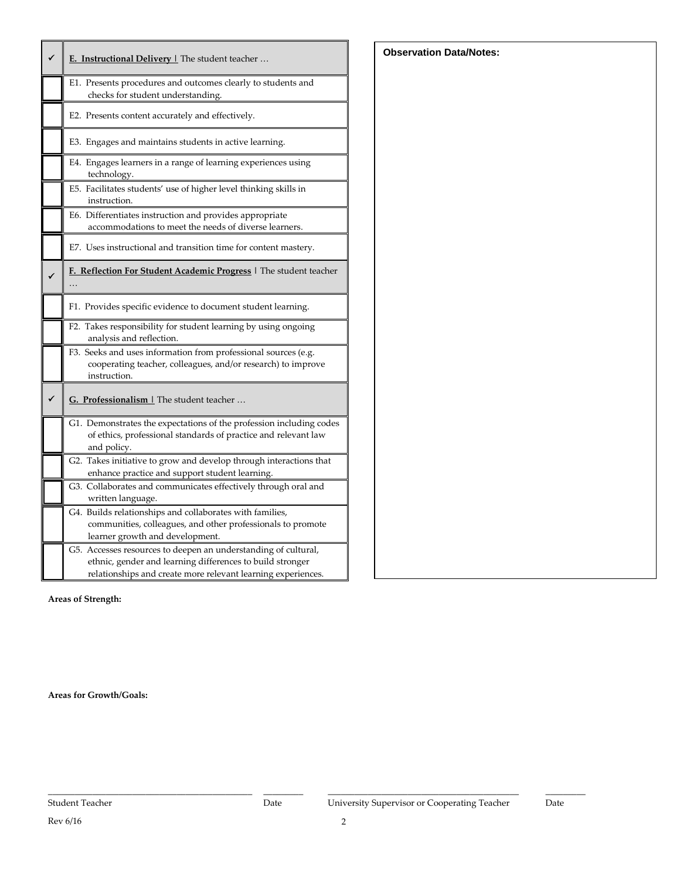| ✓ | **E. Instructional Delivery** \| The student teacher … |
|---|---|
| | E1. Presents procedures and outcomes clearly to students and checks for student understanding. |
| | E2. Presents content accurately and effectively. |
| | E3. Engages and maintains students in active learning. |
| | E4. Engages learners in a range of learning experiences using technology. |
| | E5. Facilitates students' use of higher level thinking skills in instruction. |
| | E6. Differentiates instruction and provides appropriate accommodations to meet the needs of diverse learners. |
| | E7. Uses instructional and transition time for content mastery. |
| ✓ | **F. Reflection For Student Academic Progress** \| The student teacher … |
| | F1. Provides specific evidence to document student learning. |
| | F2. Takes responsibility for student learning by using ongoing analysis and reflection. |
| | F3. Seeks and uses information from professional sources (e.g. cooperating teacher, colleagues, and/or research) to improve instruction. |
| ✓ | **G. Professionalism** \| The student teacher … |
| | G1. Demonstrates the expectations of the profession including codes of ethics, professional standards of practice and relevant law and policy. |
| | G2. Takes initiative to grow and develop through interactions that enhance practice and support student learning. |
| | G3. Collaborates and communicates effectively through oral and written language. |
| | G4. Builds relationships and collaborates with families, communities, colleagues, and other professionals to promote learner growth and development. |
| | G5. Accesses resources to deepen an understanding of cultural, ethnic, gender and learning differences to build stronger relationships and create more relevant learning experiences. |

**Observation Data/Notes:**

**Areas of Strength:**

**Areas for Growth/Goals:**

\_\_\_\_\_\_\_\_\_\_\_\_\_\_\_\_\_\_\_\_\_\_\_\_\_\_\_\_\_\_\_\_\_\_\_\_\_\_\_\_ \_\_\_\_\_\_\_\_ \_\_\_\_\_\_\_\_\_\_\_\_\_\_\_\_\_\_\_\_\_\_\_\_\_\_\_\_\_\_\_\_\_\_\_\_\_\_\_\_ \_\_\_\_\_\_\_\_

Student Teacher Date University Supervisor or Cooperating Teacher Date

Rev 6/16